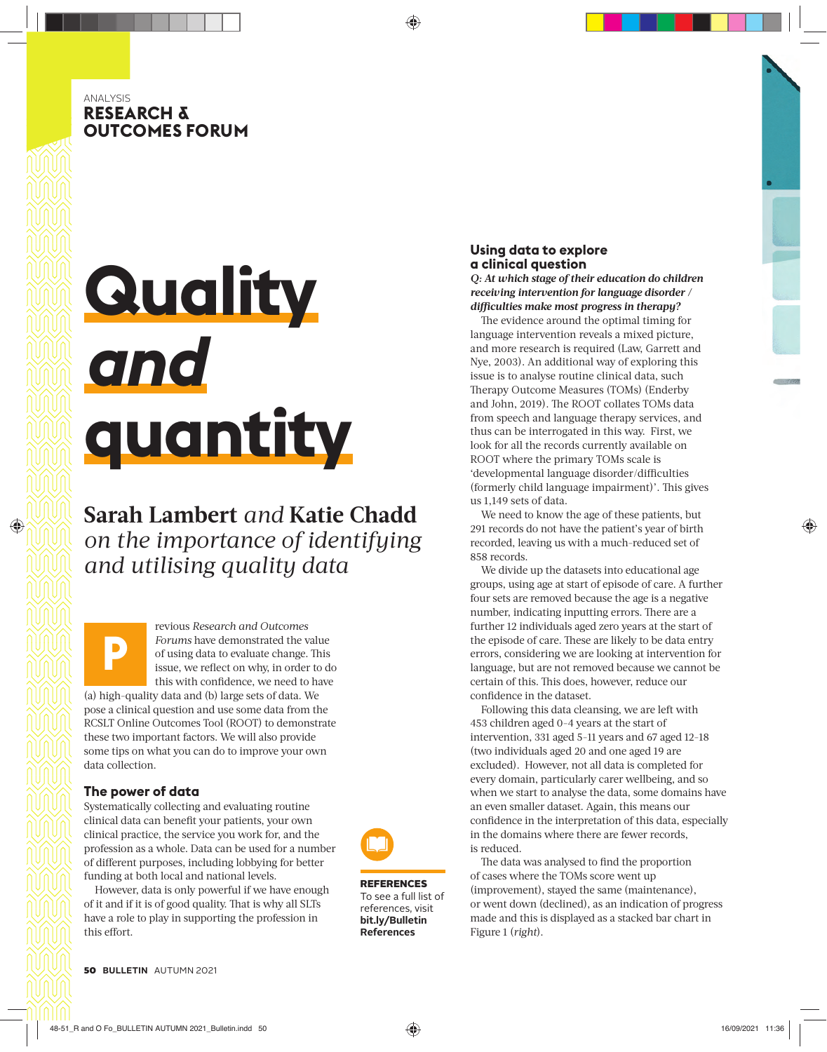ANALYSIS
**RESEARCH & OUTCOMES FORUM**

# Quality *and* quantity

## Sarah Lambert *and* Katie Chadd *on the importance of identifying and utilising quality data*

Previous *Research and Outcomes Forums* have demonstrated the value of using data to evaluate change. This issue, we reflect on why, in order to do this with confidence, we need to have (a) high-quality data and (b) large sets of data. We pose a clinical question and use some data from the RCSLT Online Outcomes Tool (ROOT) to demonstrate these two important factors. We will also provide some tips on what you can do to improve your own data collection.

### The power of data

Systematically collecting and evaluating routine clinical data can benefit your patients, your own clinical practice, the service you work for, and the profession as a whole. Data can be used for a number of different purposes, including lobbying for better funding at both local and national levels.

However, data is only powerful if we have enough of it and if it is of good quality. That is why all SLTs have a role to play in supporting the profession in this effort.

**REFERENCES**
To see a full list of references, visit **bit.ly/Bulletin References**

### Using data to explore a clinical question

***Q: At which stage of their education do children receiving intervention for language disorder / difficulties make most progress in therapy?***

The evidence around the optimal timing for language intervention reveals a mixed picture, and more research is required (Law, Garrett and Nye, 2003). An additional way of exploring this issue is to analyse routine clinical data, such Therapy Outcome Measures (TOMs) (Enderby and John, 2019). The ROOT collates TOMs data from speech and language therapy services, and thus can be interrogated in this way. First, we look for all the records currently available on ROOT where the primary TOMs scale is 'developmental language disorder/difficulties (formerly child language impairment)'. This gives us 1,149 sets of data.

We need to know the age of these patients, but 291 records do not have the patient's year of birth recorded, leaving us with a much-reduced set of 858 records.

We divide up the datasets into educational age groups, using age at start of episode of care. A further four sets are removed because the age is a negative number, indicating inputting errors. There are a further 12 individuals aged zero years at the start of the episode of care. These are likely to be data entry errors, considering we are looking at intervention for language, but are not removed because we cannot be certain of this. This does, however, reduce our confidence in the dataset.

Following this data cleansing, we are left with 453 children aged 0–4 years at the start of intervention, 331 aged 5–11 years and 67 aged 12–18 (two individuals aged 20 and one aged 19 are excluded). However, not all data is completed for every domain, particularly carer wellbeing, and so when we start to analyse the data, some domains have an even smaller dataset. Again, this means our confidence in the interpretation of this data, especially in the domains where there are fewer records, is reduced.

The data was analysed to find the proportion of cases where the TOMs score went up (improvement), stayed the same (maintenance), or went down (declined), as an indication of progress made and this is displayed as a stacked bar chart in Figure 1 (*right*).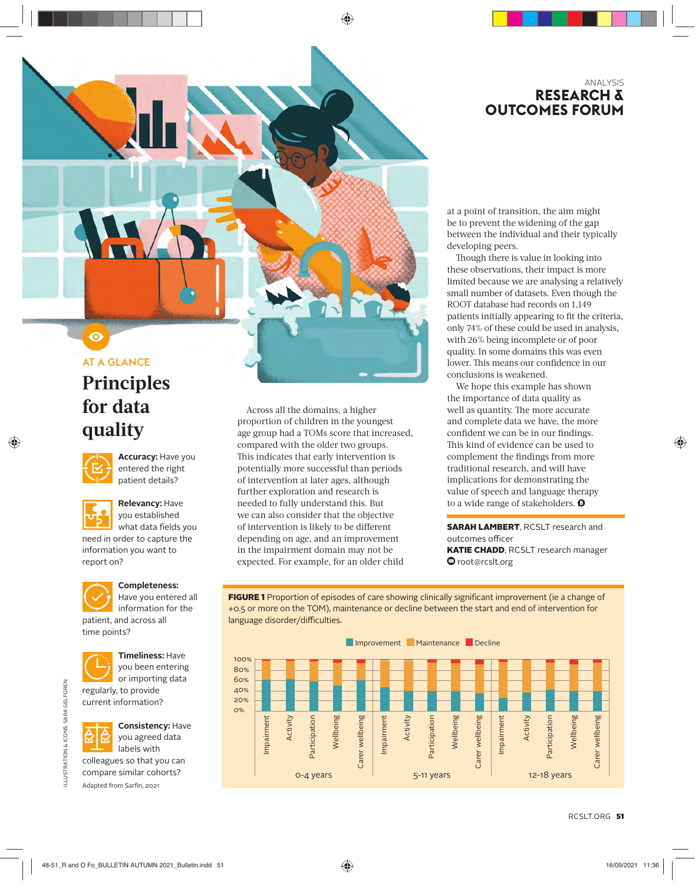ANALYSIS
# RESEARCH & OUTCOMES FORUM

AT A GLANCE

## Principles for data quality

**Accuracy:** Have you entered the right patient details?

**Relevancy:** Have you established what data fields you need in order to capture the information you want to report on?

**Completeness:** Have you entered all information for the patient, and across all time points?

**Timeliness:** Have you been entering or importing data regularly, to provide current information?

**Consistency:** Have you agreed data labels with colleagues so that you can compare similar cohorts?

Adapted from Sarfin, 2021

Across all the domains, a higher proportion of children in the youngest age group had a TOMs score that increased, compared with the older two groups. This indicates that early intervention is potentially more successful than periods of intervention at later ages, although further exploration and research is needed to fully understand this. But we can also consider that the objective of intervention is likely to be different depending on age, and an improvement in the impairment domain may not be expected. For example, for an older child at a point of transition, the aim might be to prevent the widening of the gap between the individual and their typically developing peers.

Though there is value in looking into these observations, their impact is more limited because we are analysing a relatively small number of datasets. Even though the ROOT database had records on 1,149 patients initially appearing to fit the criteria, only 74% of these could be used in analysis, with 26% being incomplete or of poor quality. In some domains this was even lower. This means our confidence in our conclusions is weakened.

We hope this example has shown the importance of data quality as well as quantity. The more accurate and complete data we have, the more confident we can be in our findings. This kind of evidence can be used to complement the findings from more traditional research, and will have implications for demonstrating the value of speech and language therapy to a wide range of stakeholders.

**SARAH LAMBERT**, RCSLT research and outcomes officer
**KATIE CHADD**, RCSLT research manager
root@rcslt.org

**FIGURE 1** Proportion of episodes of care showing clinically significant improvement (ie a change of +0.5 or more on the TOM), maintenance or decline between the start and end of intervention for language disorder/difficulties.

Improvement
Maintenance
Decline

100%
80%
60%
40%
20%
0%

Impairment
Activity
Participation
Wellbeing
Carer wellbeing

0-4 years
5-11 years
12-18 years

ILLUSTRATION & ICONS: SARA GELFGREN